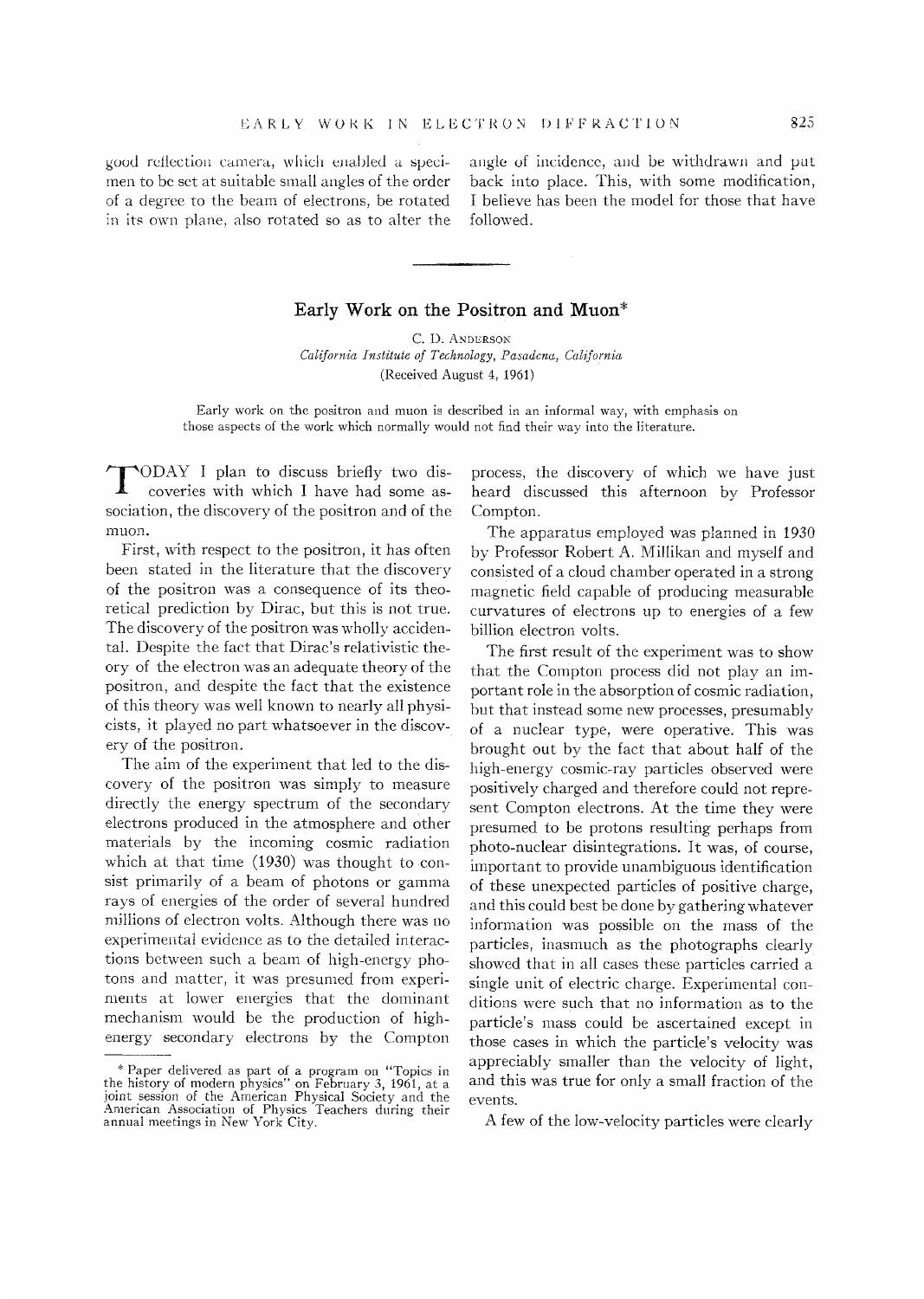good reflection camera, which enabled a specimen to be set at suitable small angles of the order of a degree to the beam of electrons, be rotated in its own plane, also rotated so as to alter the angle of incidence, and be withdrawn and put back into place. This, with some modification, I believe has been the model for those that have followed.

---

# Early Work on the Positron and Muon*

C. D. Anderson

*California Institute of Technology, Pasadena, California*

(Received August 4, 1961)

Early work on the positron and muon is described in an informal way, with emphasis on those aspects of the work which normally would not find their way into the literature.

TODAY I plan to discuss briefly two discoveries with which I have had some association, the discovery of the positron and of the muon.

First, with respect to the positron, it has often been stated in the literature that the discovery of the positron was a consequence of its theoretical prediction by Dirac, but this is not true. The discovery of the positron was wholly accidental. Despite the fact that Dirac's relativistic theory of the electron was an adequate theory of the positron, and despite the fact that the existence of this theory was well known to nearly all physicists, it played no part whatsoever in the discovery of the positron.

The aim of the experiment that led to the discovery of the positron was simply to measure directly the energy spectrum of the secondary electrons produced in the atmosphere and other materials by the incoming cosmic radiation which at that time (1930) was thought to consist primarily of a beam of photons or gamma rays of energies of the order of several hundred millions of electron volts. Although there was no experimental evidence as to the detailed interactions between such a beam of high-energy photons and matter, it was presumed from experiments at lower energies that the dominant mechanism would be the production of high-energy secondary electrons by the Compton process, the discovery of which we have just heard discussed this afternoon by Professor Compton.

The apparatus employed was planned in 1930 by Professor Robert A. Millikan and myself and consisted of a cloud chamber operated in a strong magnetic field capable of producing measurable curvatures of electrons up to energies of a few billion electron volts.

The first result of the experiment was to show that the Compton process did not play an important role in the absorption of cosmic radiation, but that instead some new processes, presumably of a nuclear type, were operative. This was brought out by the fact that about half of the high-energy cosmic-ray particles observed were positively charged and therefore could not represent Compton electrons. At the time they were presumed to be protons resulting perhaps from photo-nuclear disintegrations. It was, of course, important to provide unambiguous identification of these unexpected particles of positive charge, and this could best be done by gathering whatever information was possible on the mass of the particles, inasmuch as the photographs clearly showed that in all cases these particles carried a single unit of electric charge. Experimental conditions were such that no information as to the particle's mass could be ascertained except in those cases in which the particle's velocity was appreciably smaller than the velocity of light, and this was true for only a small fraction of the events.

A few of the low-velocity particles were clearly

* Paper delivered as part of a program on "Topics in the history of modern physics" on February 3, 1961, at a joint session of the American Physical Society and the American Association of Physics Teachers during their annual meetings in New York City.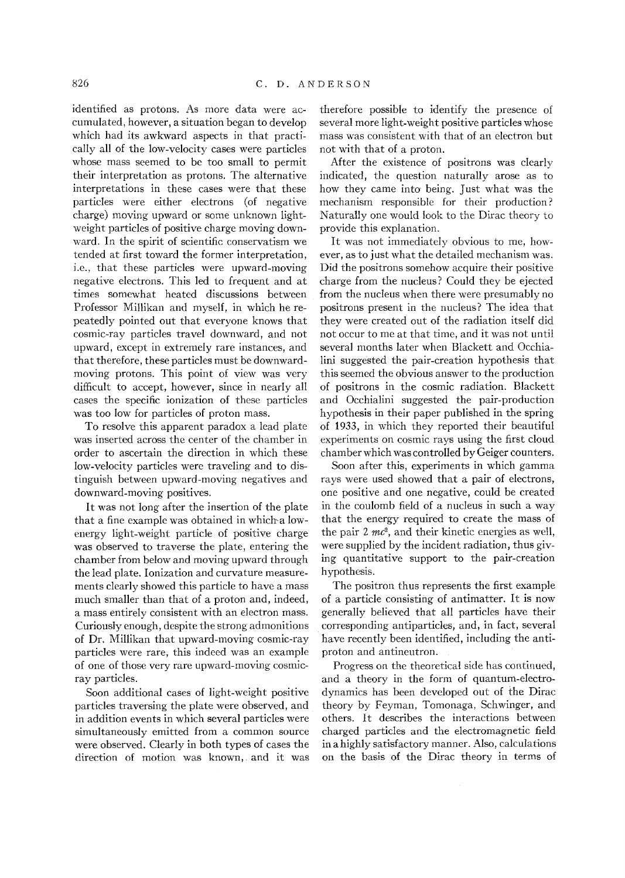identified as protons. As more data were accumulated, however, a situation began to develop which had its awkward aspects in that practically all of the low-velocity cases were particles whose mass seemed to be too small to permit their interpretation as protons. The alternative interpretations in these cases were that these particles were either electrons (of negative charge) moving upward or some unknown light-weight particles of positive charge moving downward. In the spirit of scientific conservatism we tended at first toward the former interpretation, i.e., that these particles were upward-moving negative electrons. This led to frequent and at times somewhat heated discussions between Professor Millikan and myself, in which he repeatedly pointed out that everyone knows that cosmic-ray particles travel downward, and not upward, except in extremely rare instances, and that therefore, these particles must be downward-moving protons. This point of view was very difficult to accept, however, since in nearly all cases the specific ionization of these particles was too low for particles of proton mass.

To resolve this apparent paradox a lead plate was inserted across the center of the chamber in order to ascertain the direction in which these low-velocity particles were traveling and to distinguish between upward-moving negatives and downward-moving positives.

It was not long after the insertion of the plate that a fine example was obtained in which a low-energy light-weight particle of positive charge was observed to traverse the plate, entering the chamber from below and moving upward through the lead plate. Ionization and curvature measurements clearly showed this particle to have a mass much smaller than that of a proton and, indeed, a mass entirely consistent with an electron mass. Curiously enough, despite the strong admonitions of Dr. Millikan that upward-moving cosmic-ray particles were rare, this indeed was an example of one of those very rare upward-moving cosmic-ray particles.

Soon additional cases of light-weight positive particles traversing the plate were observed, and in addition events in which several particles were simultaneously emitted from a common source were observed. Clearly in both types of cases the direction of motion was known, and it was therefore possible to identify the presence of several more light-weight positive particles whose mass was consistent with that of an electron but not with that of a proton.

After the existence of positrons was clearly indicated, the question naturally arose as to how they came into being. Just what was the mechanism responsible for their production? Naturally one would look to the Dirac theory to provide this explanation.

It was not immediately obvious to me, however, as to just what the detailed mechanism was. Did the positrons somehow acquire their positive charge from the nucleus? Could they be ejected from the nucleus when there were presumably no positrons present in the nucleus? The idea that they were created out of the radiation itself did not occur to me at that time, and it was not until several months later when Blackett and Occhialini suggested the pair-creation hypothesis that this seemed the obvious answer to the production of positrons in the cosmic radiation. Blackett and Occhialini suggested the pair-production hypothesis in their paper published in the spring of 1933, in which they reported their beautiful experiments on cosmic rays using the first cloud chamber which was controlled by Geiger counters.

Soon after this, experiments in which gamma rays were used showed that a pair of electrons, one positive and one negative, could be created in the coulomb field of a nucleus in such a way that the energy required to create the mass of the pair $2\ mc^2$, and their kinetic energies as well, were supplied by the incident radiation, thus giving quantitative support to the pair-creation hypothesis.

The positron thus represents the first example of a particle consisting of antimatter. It is now generally believed that all particles have their corresponding antiparticles, and, in fact, several have recently been identified, including the antiproton and antineutron.

Progress on the theoretical side has continued, and a theory in the form of quantum-electrodynamics has been developed out of the Dirac theory by Feyman, Tomonaga, Schwinger, and others. It describes the interactions between charged particles and the electromagnetic field in a highly satisfactory manner. Also, calculations on the basis of the Dirac theory in terms of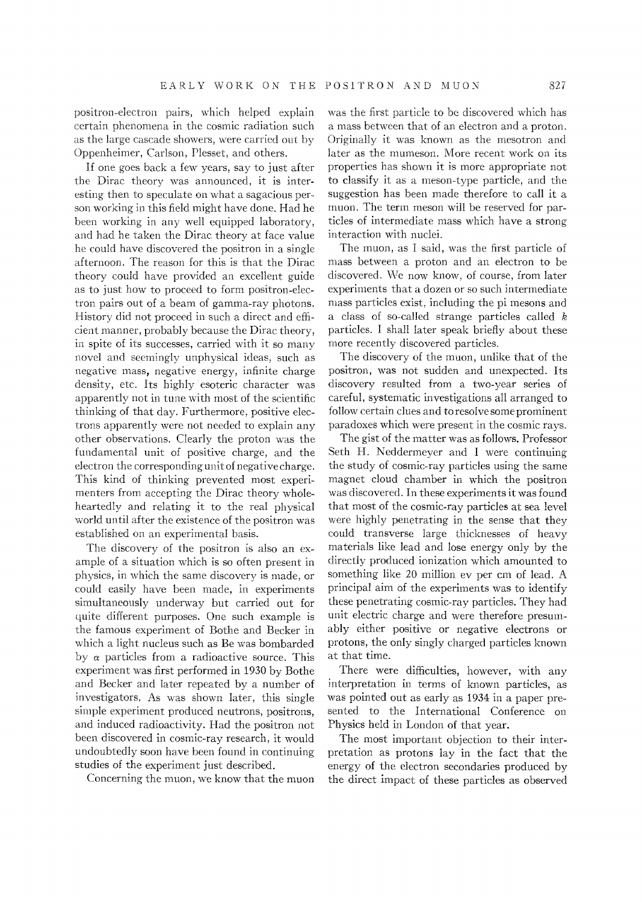positron-electron pairs, which helped explain certain phenomena in the cosmic radiation such as the large cascade showers, were carried out by Oppenheimer, Carlson, Plesset, and others.

If one goes back a few years, say to just after the Dirac theory was announced, it is interesting then to speculate on what a sagacious person working in this field might have done. Had he been working in any well equipped laboratory, and had he taken the Dirac theory at face value he could have discovered the positron in a single afternoon. The reason for this is that the Dirac theory could have provided an excellent guide as to just how to proceed to form positron-electron pairs out of a beam of gamma-ray photons. History did not proceed in such a direct and efficient manner, probably because the Dirac theory, in spite of its successes, carried with it so many novel and seemingly unphysical ideas, such as negative mass, negative energy, infinite charge density, etc. Its highly esoteric character was apparently not in tune with most of the scientific thinking of that day. Furthermore, positive electrons apparently were not needed to explain any other observations. Clearly the proton was the fundamental unit of positive charge, and the electron the corresponding unit of negative charge. This kind of thinking prevented most experimenters from accepting the Dirac theory wholeheartedly and relating it to the real physical world until after the existence of the positron was established on an experimental basis.

The discovery of the positron is also an example of a situation which is so often present in physics, in which the same discovery is made, or could easily have been made, in experiments simultaneously underway but carried out for quite different purposes. One such example is the famous experiment of Bothe and Becker in which a light nucleus such as Be was bombarded by $\alpha$ particles from a radioactive source. This experiment was first performed in 1930 by Bothe and Becker and later repeated by a number of investigators. As was shown later, this single simple experiment produced neutrons, positrons, and induced radioactivity. Had the positron not been discovered in cosmic-ray research, it would undoubtedly soon have been found in continuing studies of the experiment just described.

Concerning the muon, we know that the muon was the first particle to be discovered which has a mass between that of an electron and a proton. Originally it was known as the mesotron and later as the mumeson. More recent work on its properties has shown it is more appropriate not to classify it as a meson-type particle, and the suggestion has been made therefore to call it a muon. The term meson will be reserved for particles of intermediate mass which have a strong interaction with nuclei.

The muon, as I said, was the first particle of mass between a proton and an electron to be discovered. We now know, of course, from later experiments that a dozen or so such intermediate mass particles exist, including the pi mesons and a class of so-called strange particles called $k$ particles. I shall later speak briefly about these more recently discovered particles.

The discovery of the muon, unlike that of the positron, was not sudden and unexpected. Its discovery resulted from a two-year series of careful, systematic investigations all arranged to follow certain clues and to resolve some prominent paradoxes which were present in the cosmic rays.

The gist of the matter was as follows. Professor Seth H. Neddermeyer and I were continuing the study of cosmic-ray particles using the same magnet cloud chamber in which the positron was discovered. In these experiments it was found that most of the cosmic-ray particles at sea level were highly penetrating in the sense that they could transverse large thicknesses of heavy materials like lead and lose energy only by the directly produced ionization which amounted to something like 20 million ev per cm of lead. A principal aim of the experiments was to identify these penetrating cosmic-ray particles. They had unit electric charge and were therefore presumably either positive or negative electrons or protons, the only singly charged particles known at that time.

There were difficulties, however, with any interpretation in terms of known particles, as was pointed out as early as 1934 in a paper presented to the International Conference on Physics held in London of that year.

The most important objection to their interpretation as protons lay in the fact that the energy of the electron secondaries produced by the direct impact of these particles as observed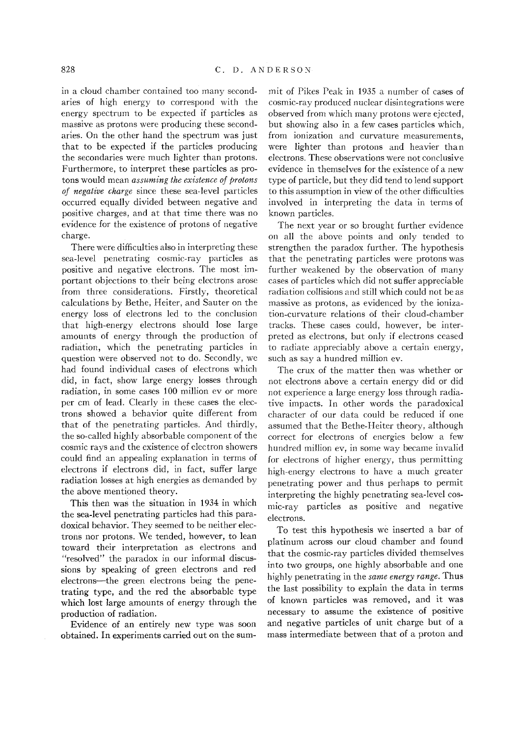in a cloud chamber contained too many secondaries of high energy to correspond with the energy spectrum to be expected if particles as massive as protons were producing these secondaries. On the other hand the spectrum was just that to be expected if the particles producing the secondaries were much lighter than protons. Furthermore, to interpret these particles as protons would mean *assuming the existence of protons of negative charge* since these sea-level particles occurred equally divided between negative and positive charges, and at that time there was no evidence for the existence of protons of negative charge.

There were difficulties also in interpreting these sea-level penetrating cosmic-ray particles as positive and negative electrons. The most important objections to their being electrons arose from three considerations. Firstly, theoretical calculations by Bethe, Heiter, and Sauter on the energy loss of electrons led to the conclusion that high-energy electrons should lose large amounts of energy through the production of radiation, which the penetrating particles in question were observed not to do. Secondly, we had found individual cases of electrons which did, in fact, show large energy losses through radiation, in some cases 100 million ev or more per cm of lead. Clearly in these cases the electrons showed a behavior quite different from that of the penetrating particles. And thirdly, the so-called highly absorbable component of the cosmic rays and the existence of electron showers could find an appealing explanation in terms of electrons if electrons did, in fact, suffer large radiation losses at high energies as demanded by the above mentioned theory.

This then was the situation in 1934 in which the sea-level penetrating particles had this paradoxical behavior. They seemed to be neither electrons nor protons. We tended, however, to lean toward their interpretation as electrons and "resolved" the paradox in our informal discussions by speaking of green electrons and red electrons—the green electrons being the penetrating type, and the red the absorbable type which lost large amounts of energy through the production of radiation.

Evidence of an entirely new type was soon obtained. In experiments carried out on the summit of Pikes Peak in 1935 a number of cases of cosmic-ray produced nuclear disintegrations were observed from which many protons were ejected, but showing also in a few cases particles which, from ionization and curvature measurements, were lighter than protons and heavier than electrons. These observations were not conclusive evidence in themselves for the existence of a new type of particle, but they did tend to lend support to this assumption in view of the other difficulties involved in interpreting the data in terms of known particles.

The next year or so brought further evidence on all the above points and only tended to strengthen the paradox further. The hypothesis that the penetrating particles were protons was further weakened by the observation of many cases of particles which did not suffer appreciable radiation collisions and still which could not be as massive as protons, as evidenced by the ionization-curvature relations of their cloud-chamber tracks. These cases could, however, be interpreted as electrons, but only if electrons ceased to radiate appreciably above a certain energy, such as say a hundred million ev.

The crux of the matter then was whether or not electrons above a certain energy did or did not experience a large energy loss through radiative impacts. In other words the paradoxical character of our data could be reduced if one assumed that the Bethe-Heiter theory, although correct for electrons of energies below a few hundred million ev, in some way became invalid for electrons of higher energy, thus permitting high-energy electrons to have a much greater penetrating power and thus perhaps to permit interpreting the highly penetrating sea-level cosmic-ray particles as positive and negative electrons.

To test this hypothesis we inserted a bar of platinum across our cloud chamber and found that the cosmic-ray particles divided themselves into two groups, one highly absorbable and one highly penetrating in the *same energy range.* Thus the last possibility to explain the data in terms of known particles was removed, and it was necessary to assume the existence of positive and negative particles of unit charge but of a mass intermediate between that of a proton and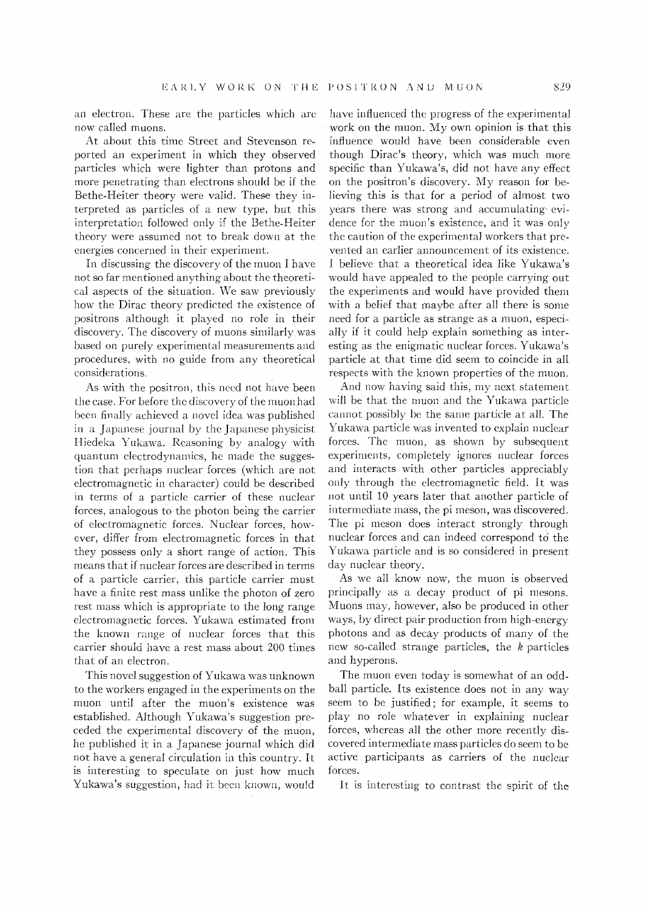an electron. These are the particles which are now called muons.

At about this time Street and Stevenson reported an experiment in which they observed particles which were lighter than protons and more penetrating than electrons should be if the Bethe-Heiter theory were valid. These they interpreted as particles of a new type, but this interpretation followed only if the Bethe-Heiter theory were assumed not to break down at the energies concerned in their experiment.

In discussing the discovery of the muon I have not so far mentioned anything about the theoretical aspects of the situation. We saw previously how the Dirac theory predicted the existence of positrons although it played no role in their discovery. The discovery of muons similarly was based on purely experimental measurements and procedures, with no guide from any theoretical considerations.

As with the positron, this need not have been the case. For before the discovery of the muon had been finally achieved a novel idea was published in a Japanese journal by the Japanese physicist Hiedeka Yukawa. Reasoning by analogy with quantum electrodynamics, he made the suggestion that perhaps nuclear forces (which are not electromagnetic in character) could be described in terms of a particle carrier of these nuclear forces, analogous to the photon being the carrier of electromagnetic forces. Nuclear forces, however, differ from electromagnetic forces in that they possess only a short range of action. This means that if nuclear forces are described in terms of a particle carrier, this particle carrier must have a finite rest mass unlike the photon of zero rest mass which is appropriate to the long range electromagnetic forces. Yukawa estimated from the known range of nuclear forces that this carrier should have a rest mass about 200 times that of an electron.

This novel suggestion of Yukawa was unknown to the workers engaged in the experiments on the muon until after the muon's existence was established. Although Yukawa's suggestion preceded the experimental discovery of the muon, he published it in a Japanese journal which did not have a general circulation in this country. It is interesting to speculate on just how much Yukawa's suggestion, had it been known, would have influenced the progress of the experimental work on the muon. My own opinion is that this influence would have been considerable even though Dirac's theory, which was much more specific than Yukawa's, did not have any effect on the positron's discovery. My reason for believing this is that for a period of almost two years there was strong and accumulating evidence for the muon's existence, and it was only the caution of the experimental workers that prevented an earlier announcement of its existence. I believe that a theoretical idea like Yukawa's would have appealed to the people carrying out the experiments and would have provided them with a belief that maybe after all there is some need for a particle as strange as a muon, especially if it could help explain something as interesting as the enigmatic nuclear forces. Yukawa's particle at that time did seem to coincide in all respects with the known properties of the muon.

And now having said this, my next statement will be that the muon and the Yukawa particle cannot possibly be the same particle at all. The Yukawa particle was invented to explain nuclear forces. The muon, as shown by subsequent experiments, completely ignores nuclear forces and interacts with other particles appreciably only through the electromagnetic field. It was not until 10 years later that another particle of intermediate mass, the pi meson, was discovered. The pi meson does interact strongly through nuclear forces and can indeed correspond to the Yukawa particle and is so considered in present day nuclear theory.

As we all know now, the muon is observed principally as a decay product of pi mesons. Muons may, however, also be produced in other ways, by direct pair production from high-energy photons and as decay products of many of the new so-called strange particles, the *k* particles and hyperons.

The muon even today is somewhat of an oddball particle. Its existence does not in any way seem to be justified; for example, it seems to play no role whatever in explaining nuclear forces, whereas all the other more recently discovered intermediate mass particles do seem to be active participants as carriers of the nuclear forces.

It is interesting to contrast the spirit of the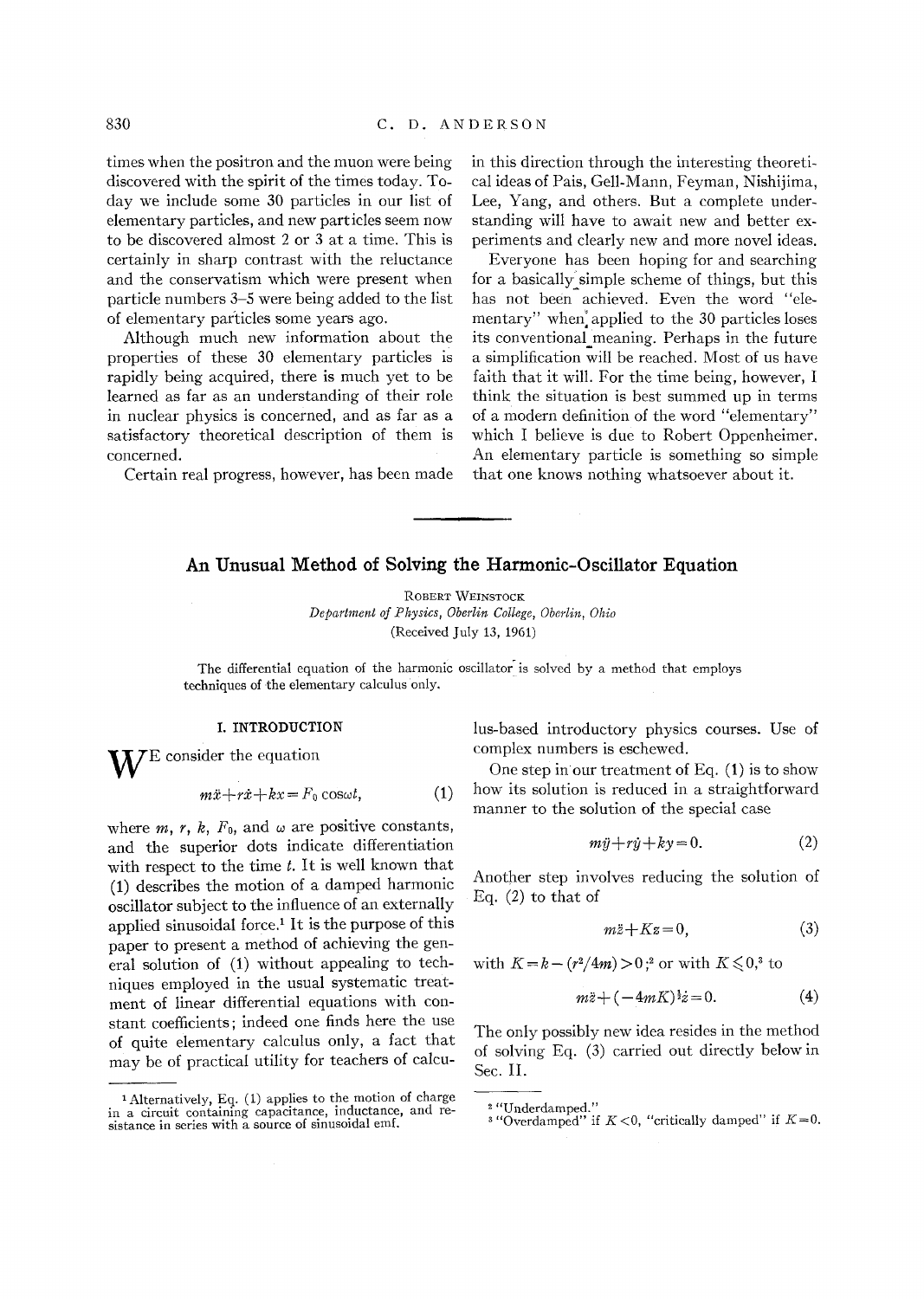times when the positron and the muon were being discovered with the spirit of the times today. Today we include some 30 particles in our list of elementary particles, and new particles seem now to be discovered almost 2 or 3 at a time. This is certainly in sharp contrast with the reluctance and the conservatism which were present when particle numbers 3–5 were being added to the list of elementary particles some years ago.

Although much new information about the properties of these 30 elementary particles is rapidly being acquired, there is much yet to be learned as far as an understanding of their role in nuclear physics is concerned, and as far as a satisfactory theoretical description of them is concerned.

Certain real progress, however, has been made in this direction through the interesting theoretical ideas of Pais, Gell-Mann, Feyman, Nishijima, Lee, Yang, and others. But a complete understanding will have to await new and better experiments and clearly new and more novel ideas.

Everyone has been hoping for and searching for a basically simple scheme of things, but this has not been achieved. Even the word "elementary" when applied to the 30 particles loses its conventional meaning. Perhaps in the future a simplification will be reached. Most of us have faith that it will. For the time being, however, I think the situation is best summed up in terms of a modern definition of the word "elementary" which I believe is due to Robert Oppenheimer. An elementary particle is something so simple that one knows nothing whatsoever about it.

---

## An Unusual Method of Solving the Harmonic-Oscillator Equation

ROBERT WEINSTOCK
*Department of Physics, Oberlin College, Oberlin, Ohio*
(Received July 13, 1961)

The differential equation of the harmonic oscillator is solved by a method that employs techniques of the elementary calculus only.

### I. INTRODUCTION

We consider the equation

$$m\ddot{x}+r\dot{x}+kx=F_0\cos\omega t, \tag{1}$$

where $m$, $r$, $k$, $F_0$, and $\omega$ are positive constants, and the superior dots indicate differentiation with respect to the time $t$. It is well known that (1) describes the motion of a damped harmonic oscillator subject to the influence of an externally applied sinusoidal force.[1] It is the purpose of this paper to present a method of achieving the general solution of (1) without appealing to techniques employed in the usual systematic treatment of linear differential equations with constant coefficients; indeed one finds here the use of quite elementary calculus only, a fact that may be of practical utility for teachers of calculus-based introductory physics courses. Use of complex numbers is eschewed.

One step in our treatment of Eq. (1) is to show how its solution is reduced in a straightforward manner to the solution of the special case

$$m\ddot{y}+r\dot{y}+ky=0. \tag{2}$$

Another step involves reducing the solution of Eq. (2) to that of

$$m\ddot{z}+Kz=0, \tag{3}$$

with $K=k-(r^2/4m)>0$;[2] or with $K\leqslant 0$,[3] to

$$m\ddot{z}+(-4mK)^{\frac{1}{2}}\dot{z}=0. \tag{4}$$

The only possibly new idea resides in the method of solving Eq. (3) carried out directly below in Sec. II.

[1] Alternatively, Eq. (1) applies to the motion of charge in a circuit containing capacitance, inductance, and resistance in series with a source of sinusoidal emf.

[2] "Underdamped."

[3] "Overdamped" if $K<0$, "critically damped" if $K=0$.